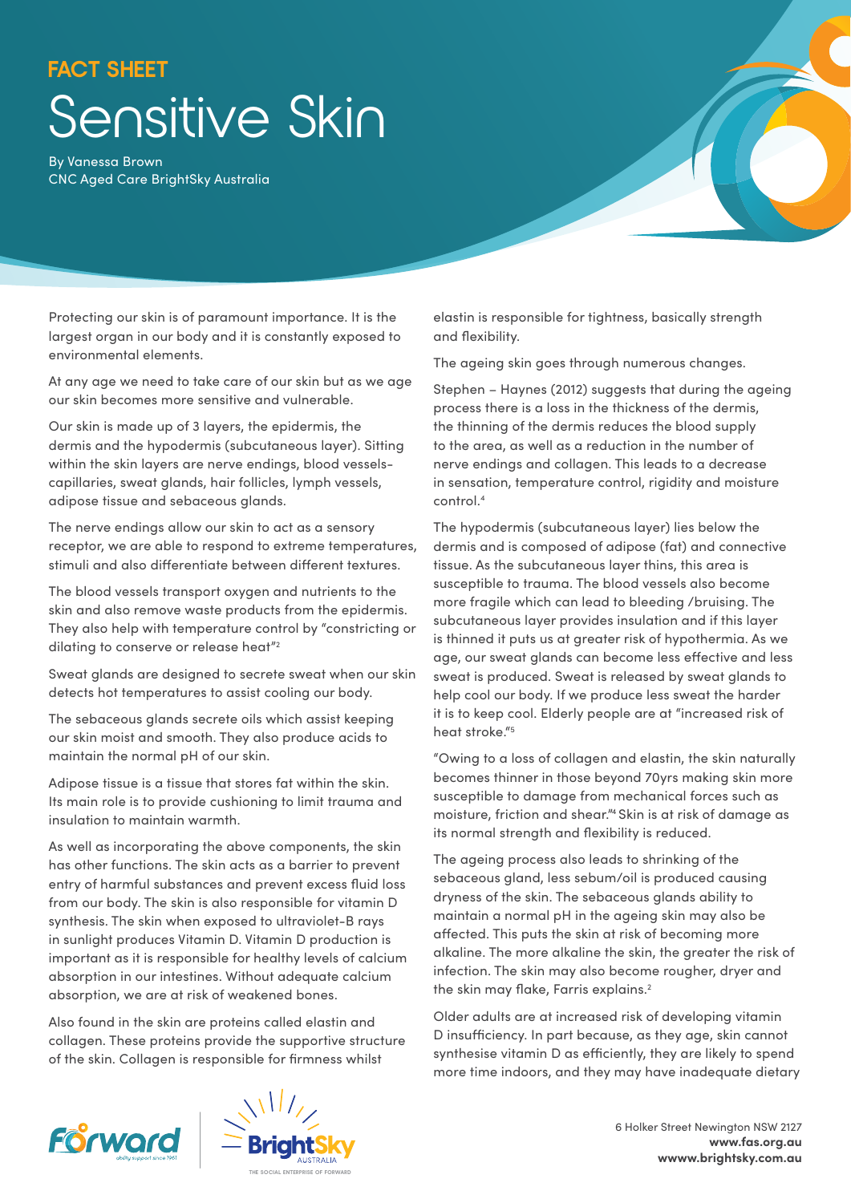FACT SHEET

# Sensitive Skin

By Vanessa Brown
CNC Aged Care BrightSky Australia

Protecting our skin is of paramount importance. It is the largest organ in our body and it is constantly exposed to environmental elements.

At any age we need to take care of our skin but as we age our skin becomes more sensitive and vulnerable.

Our skin is made up of 3 layers, the epidermis, the dermis and the hypodermis (subcutaneous layer). Sitting within the skin layers are nerve endings, blood vessels-capillaries, sweat glands, hair follicles, lymph vessels, adipose tissue and sebaceous glands.

The nerve endings allow our skin to act as a sensory receptor, we are able to respond to extreme temperatures, stimuli and also differentiate between different textures.

The blood vessels transport oxygen and nutrients to the skin and also remove waste products from the epidermis. They also help with temperature control by "constricting or dilating to conserve or release heat"[2]

Sweat glands are designed to secrete sweat when our skin detects hot temperatures to assist cooling our body.

The sebaceous glands secrete oils which assist keeping our skin moist and smooth. They also produce acids to maintain the normal pH of our skin.

Adipose tissue is a tissue that stores fat within the skin. Its main role is to provide cushioning to limit trauma and insulation to maintain warmth.

As well as incorporating the above components, the skin has other functions. The skin acts as a barrier to prevent entry of harmful substances and prevent excess fluid loss from our body. The skin is also responsible for vitamin D synthesis. The skin when exposed to ultraviolet-B rays in sunlight produces Vitamin D. Vitamin D production is important as it is responsible for healthy levels of calcium absorption in our intestines. Without adequate calcium absorption, we are at risk of weakened bones.

Also found in the skin are proteins called elastin and collagen. These proteins provide the supportive structure of the skin. Collagen is responsible for firmness whilst elastin is responsible for tightness, basically strength and flexibility.

The ageing skin goes through numerous changes.

Stephen – Haynes (2012) suggests that during the ageing process there is a loss in the thickness of the dermis, the thinning of the dermis reduces the blood supply to the area, as well as a reduction in the number of nerve endings and collagen. This leads to a decrease in sensation, temperature control, rigidity and moisture control.[4]

The hypodermis (subcutaneous layer) lies below the dermis and is composed of adipose (fat) and connective tissue. As the subcutaneous layer thins, this area is susceptible to trauma. The blood vessels also become more fragile which can lead to bleeding /bruising. The subcutaneous layer provides insulation and if this layer is thinned it puts us at greater risk of hypothermia. As we age, our sweat glands can become less effective and less sweat is produced. Sweat is released by sweat glands to help cool our body. If we produce less sweat the harder it is to keep cool. Elderly people are at "increased risk of heat stroke."[5]

"Owing to a loss of collagen and elastin, the skin naturally becomes thinner in those beyond 70yrs making skin more susceptible to damage from mechanical forces such as moisture, friction and shear."[4] Skin is at risk of damage as its normal strength and flexibility is reduced.

The ageing process also leads to shrinking of the sebaceous gland, less sebum/oil is produced causing dryness of the skin. The sebaceous glands ability to maintain a normal pH in the ageing skin may also be affected. This puts the skin at risk of becoming more alkaline. The more alkaline the skin, the greater the risk of infection. The skin may also become rougher, dryer and the skin may flake, Farris explains.[2]

Older adults are at increased risk of developing vitamin D insufficiency. In part because, as they age, skin cannot synthesise vitamin D as efficiently, they are likely to spend more time indoors, and they may have inadequate dietary

6 Holker Street Newington NSW 2127
**www.fas.org.au**
**wwww.brightsky.com.au**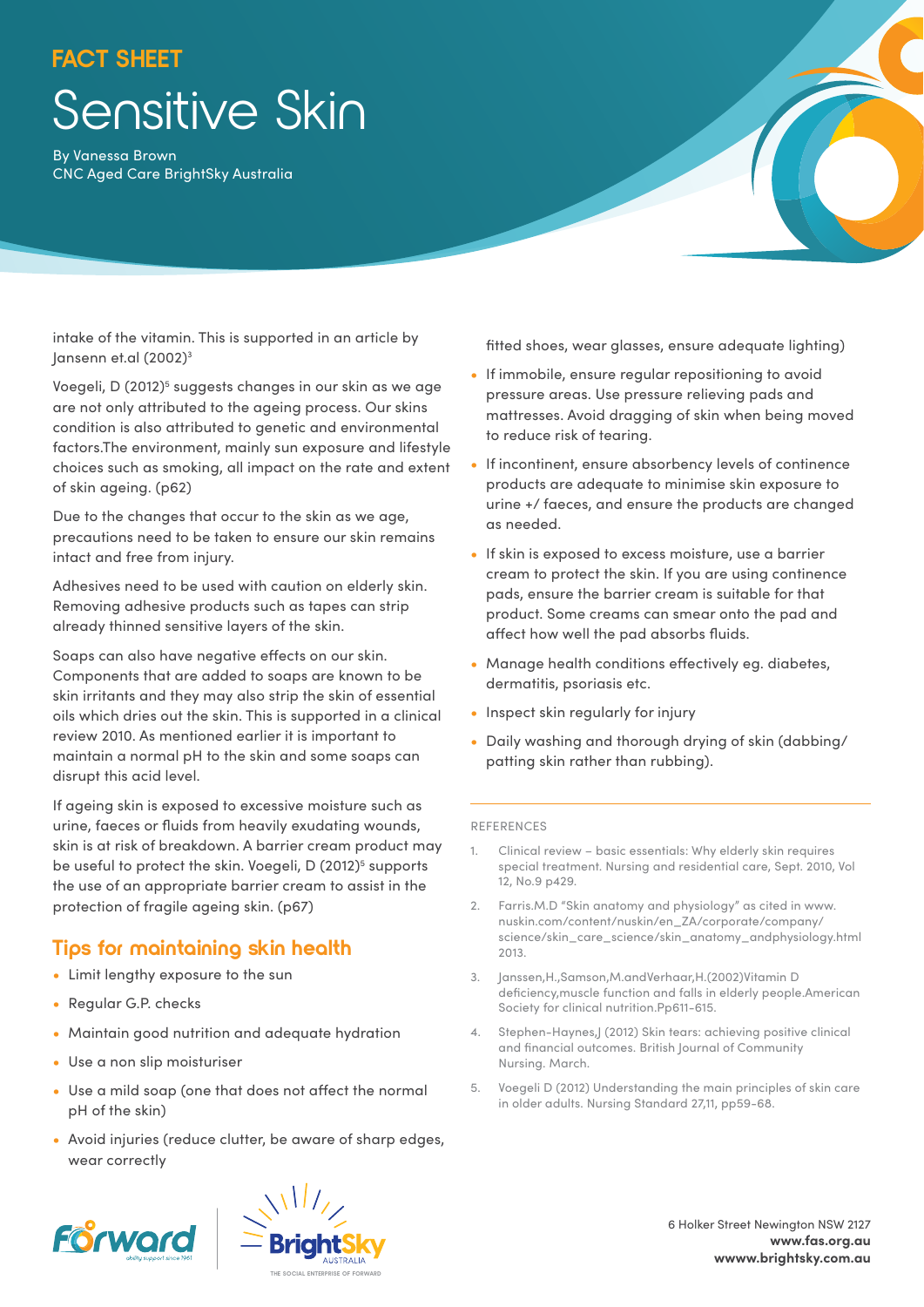# FACT SHEET

# Sensitive Skin

By Vanessa Brown
CNC Aged Care BrightSky Australia

intake of the vitamin. This is supported in an article by Jansenn et.al (2002)[3]

Voegeli, D (2012)[5] suggests changes in our skin as we age are not only attributed to the ageing process. Our skins condition is also attributed to genetic and environmental factors.The environment, mainly sun exposure and lifestyle choices such as smoking, all impact on the rate and extent of skin ageing. (p62)

Due to the changes that occur to the skin as we age, precautions need to be taken to ensure our skin remains intact and free from injury.

Adhesives need to be used with caution on elderly skin. Removing adhesive products such as tapes can strip already thinned sensitive layers of the skin.

Soaps can also have negative effects on our skin. Components that are added to soaps are known to be skin irritants and they may also strip the skin of essential oils which dries out the skin. This is supported in a clinical review 2010. As mentioned earlier it is important to maintain a normal pH to the skin and some soaps can disrupt this acid level.

If ageing skin is exposed to excessive moisture such as urine, faeces or fluids from heavily exudating wounds, skin is at risk of breakdown. A barrier cream product may be useful to protect the skin. Voegeli, D (2012)[5] supports the use of an appropriate barrier cream to assist in the protection of fragile ageing skin. (p67)

## Tips for maintaining skin health

- Limit lengthy exposure to the sun
- Regular G.P. checks
- Maintain good nutrition and adequate hydration
- Use a non slip moisturiser
- Use a mild soap (one that does not affect the normal pH of the skin)
- Avoid injuries (reduce clutter, be aware of sharp edges, wear correctly fitted shoes, wear glasses, ensure adequate lighting)
- If immobile, ensure regular repositioning to avoid pressure areas. Use pressure relieving pads and mattresses. Avoid dragging of skin when being moved to reduce risk of tearing.
- If incontinent, ensure absorbency levels of continence products are adequate to minimise skin exposure to urine +/ faeces, and ensure the products are changed as needed.
- If skin is exposed to excess moisture, use a barrier cream to protect the skin. If you are using continence pads, ensure the barrier cream is suitable for that product. Some creams can smear onto the pad and affect how well the pad absorbs fluids.
- Manage health conditions effectively eg. diabetes, dermatitis, psoriasis etc.
- Inspect skin regularly for injury
- Daily washing and thorough drying of skin (dabbing/ patting skin rather than rubbing).

REFERENCES

1. Clinical review – basic essentials: Why elderly skin requires special treatment. Nursing and residential care, Sept. 2010, Vol 12, No.9 p429.
2. Farris.M.D "Skin anatomy and physiology" as cited in www.nuskin.com/content/nuskin/en_ZA/corporate/company/science/skin_care_science/skin_anatomy_andphysiology.html 2013.
3. Janssen,H.,Samson,M.andVerhaar,H.(2002)Vitamin D deficiency,muscle function and falls in elderly people.American Society for clinical nutrition.Pp611-615.
4. Stephen-Haynes,J (2012) Skin tears: achieving positive clinical and financial outcomes. British Journal of Community Nursing. March.
5. Voegeli D (2012) Understanding the main principles of skin care in older adults. Nursing Standard 27,11, pp59-68.

6 Holker Street Newington NSW 2127
**www.fas.org.au**
**wwww.brightsky.com.au**